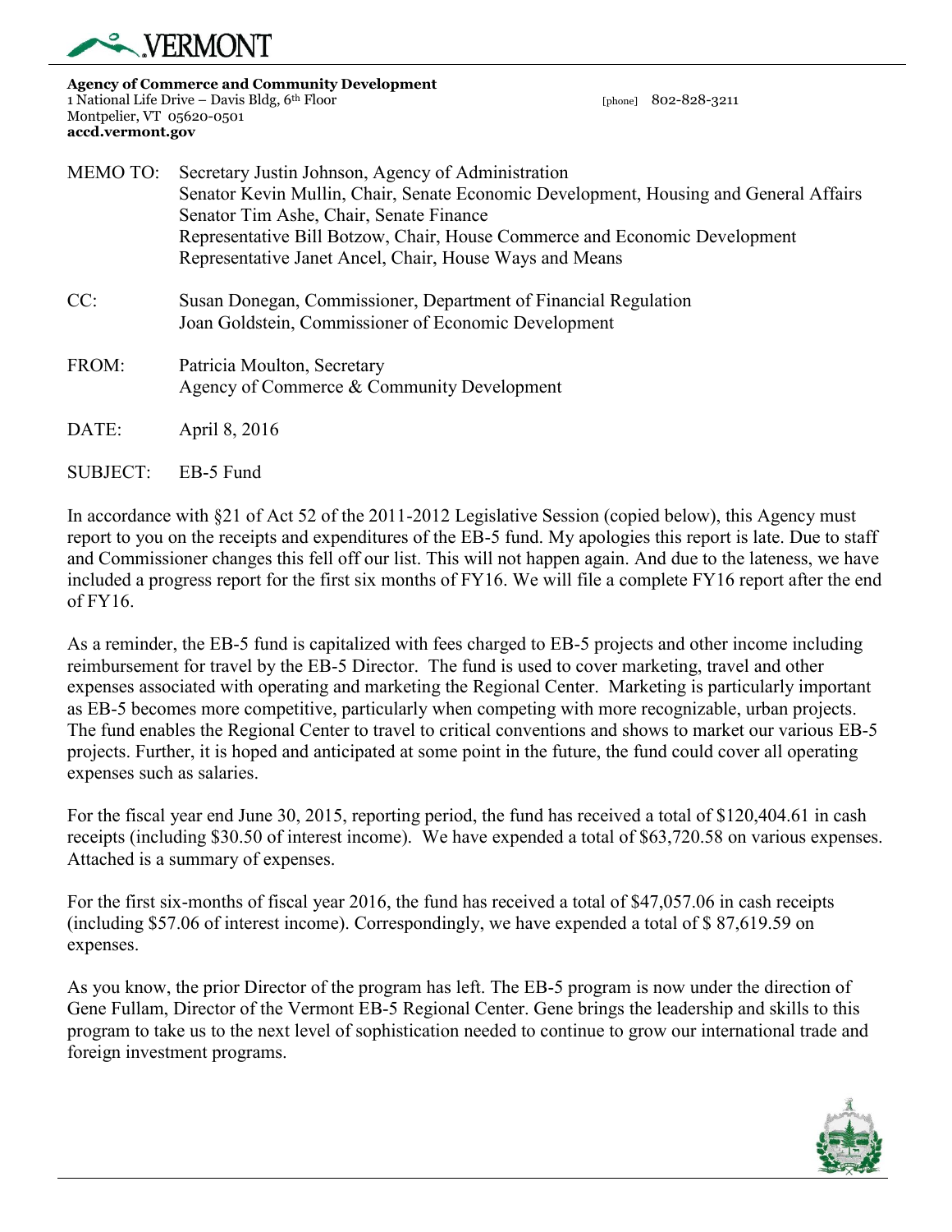**VERMONT**

**Agency of Commerce and Community Development**
1 National Life Drive – Davis Bldg, 6th Floor
Montpelier, VT 05620-0501
**accd.vermont.gov**

[phone] 802-828-3211

| | |
|---|---|
| MEMO TO: | Secretary Justin Johnson, Agency of Administration<br>Senator Kevin Mullin, Chair, Senate Economic Development, Housing and General Affairs<br>Senator Tim Ashe, Chair, Senate Finance<br>Representative Bill Botzow, Chair, House Commerce and Economic Development<br>Representative Janet Ancel, Chair, House Ways and Means |
| CC: | Susan Donegan, Commissioner, Department of Financial Regulation<br>Joan Goldstein, Commissioner of Economic Development |
| FROM: | Patricia Moulton, Secretary<br>Agency of Commerce & Community Development |
| DATE: | April 8, 2016 |
| SUBJECT: | EB-5 Fund |

In accordance with §21 of Act 52 of the 2011-2012 Legislative Session (copied below), this Agency must report to you on the receipts and expenditures of the EB-5 fund. My apologies this report is late. Due to staff and Commissioner changes this fell off our list. This will not happen again. And due to the lateness, we have included a progress report for the first six months of FY16. We will file a complete FY16 report after the end of FY16.

As a reminder, the EB-5 fund is capitalized with fees charged to EB-5 projects and other income including reimbursement for travel by the EB-5 Director. The fund is used to cover marketing, travel and other expenses associated with operating and marketing the Regional Center. Marketing is particularly important as EB-5 becomes more competitive, particularly when competing with more recognizable, urban projects. The fund enables the Regional Center to travel to critical conventions and shows to market our various EB-5 projects. Further, it is hoped and anticipated at some point in the future, the fund could cover all operating expenses such as salaries.

For the fiscal year end June 30, 2015, reporting period, the fund has received a total of $120,404.61 in cash receipts (including $30.50 of interest income). We have expended a total of $63,720.58 on various expenses. Attached is a summary of expenses.

For the first six-months of fiscal year 2016, the fund has received a total of $47,057.06 in cash receipts (including $57.06 of interest income). Correspondingly, we have expended a total of $ 87,619.59 on expenses.

As you know, the prior Director of the program has left. The EB-5 program is now under the direction of Gene Fullam, Director of the Vermont EB-5 Regional Center. Gene brings the leadership and skills to this program to take us to the next level of sophistication needed to continue to grow our international trade and foreign investment programs.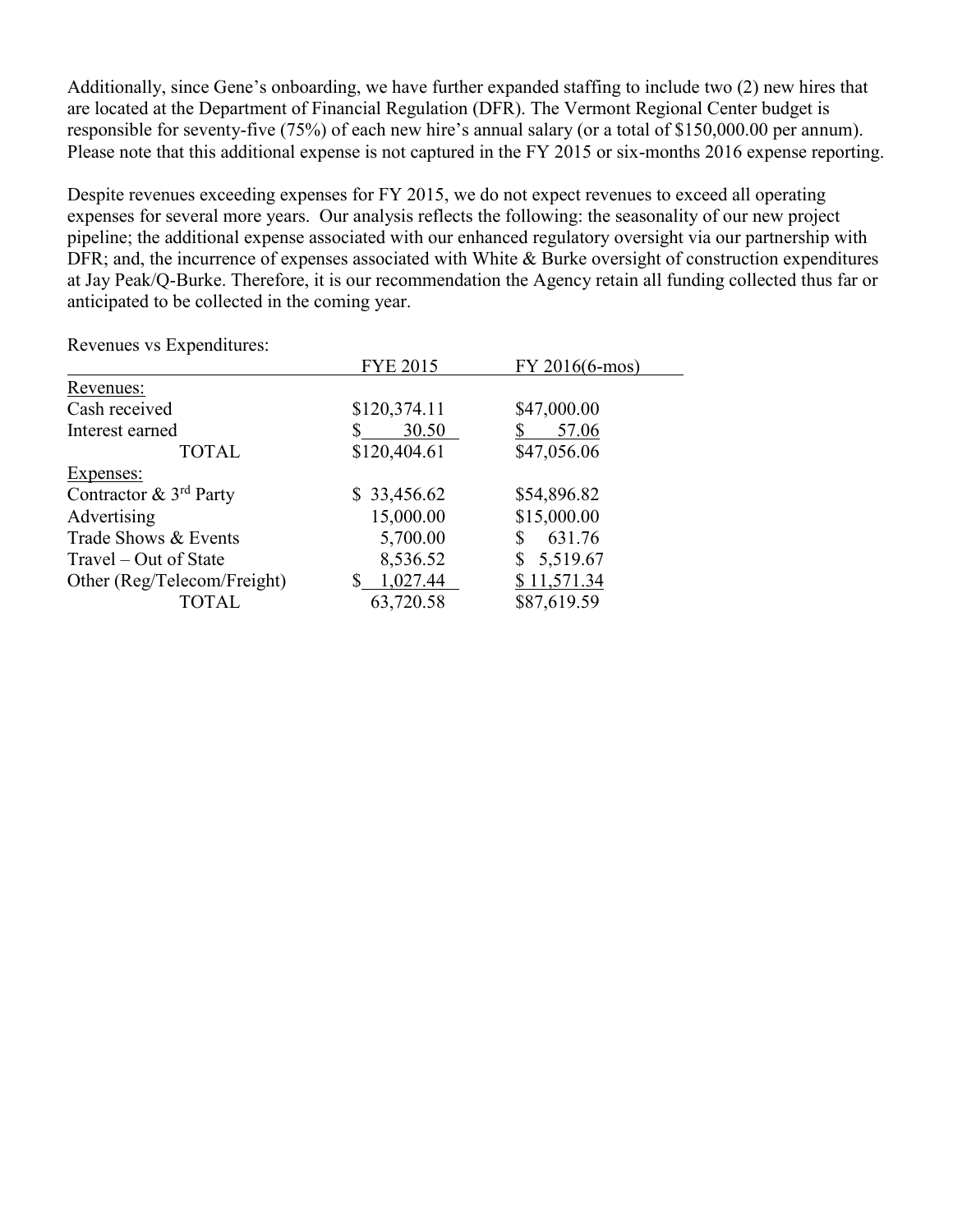Additionally, since Gene's onboarding, we have further expanded staffing to include two (2) new hires that are located at the Department of Financial Regulation (DFR). The Vermont Regional Center budget is responsible for seventy-five (75%) of each new hire's annual salary (or a total of $150,000.00 per annum). Please note that this additional expense is not captured in the FY 2015 or six-months 2016 expense reporting.

Despite revenues exceeding expenses for FY 2015, we do not expect revenues to exceed all operating expenses for several more years. Our analysis reflects the following: the seasonality of our new project pipeline; the additional expense associated with our enhanced regulatory oversight via our partnership with DFR; and, the incurrence of expenses associated with White & Burke oversight of construction expenditures at Jay Peak/Q-Burke. Therefore, it is our recommendation the Agency retain all funding collected thus far or anticipated to be collected in the coming year.

Revenues vs Expenditures:

| | FYE 2015 | FY 2016(6-mos) |
|---|---|---|
| Revenues: | | |
| Cash received | $120,374.11 | $47,000.00 |
| Interest earned | $ 30.50 | $ 57.06 |
| TOTAL | $120,404.61 | $47,056.06 |
| Expenses: | | |
| Contractor & 3rd Party | $ 33,456.62 | $54,896.82 |
| Advertising | 15,000.00 | $15,000.00 |
| Trade Shows & Events | 5,700.00 | $ 631.76 |
| Travel – Out of State | 8,536.52 | $ 5,519.67 |
| Other (Reg/Telecom/Freight) | $ 1,027.44 | $ 11,571.34 |
| TOTAL | 63,720.58 | $87,619.59 |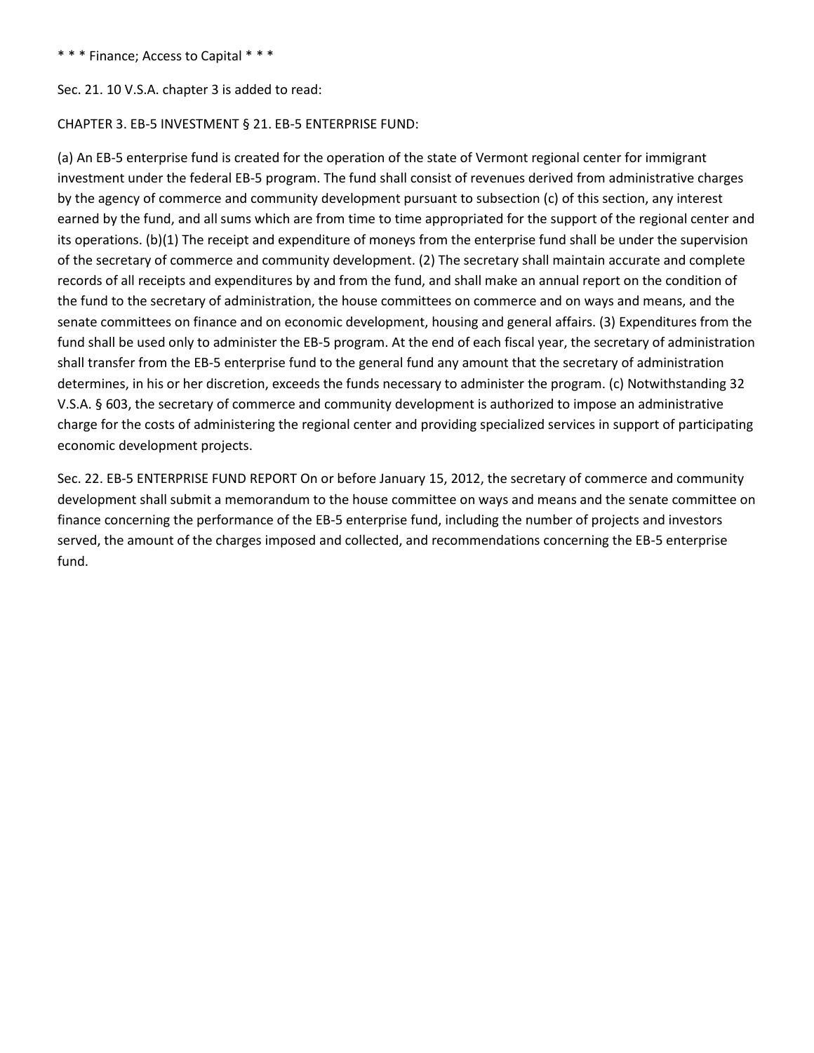* * * Finance; Access to Capital * * *

Sec. 21. 10 V.S.A. chapter 3 is added to read:

CHAPTER 3. EB-5 INVESTMENT § 21. EB-5 ENTERPRISE FUND:

(a) An EB-5 enterprise fund is created for the operation of the state of Vermont regional center for immigrant investment under the federal EB-5 program. The fund shall consist of revenues derived from administrative charges by the agency of commerce and community development pursuant to subsection (c) of this section, any interest earned by the fund, and all sums which are from time to time appropriated for the support of the regional center and its operations. (b)(1) The receipt and expenditure of moneys from the enterprise fund shall be under the supervision of the secretary of commerce and community development. (2) The secretary shall maintain accurate and complete records of all receipts and expenditures by and from the fund, and shall make an annual report on the condition of the fund to the secretary of administration, the house committees on commerce and on ways and means, and the senate committees on finance and on economic development, housing and general affairs. (3) Expenditures from the fund shall be used only to administer the EB-5 program. At the end of each fiscal year, the secretary of administration shall transfer from the EB-5 enterprise fund to the general fund any amount that the secretary of administration determines, in his or her discretion, exceeds the funds necessary to administer the program. (c) Notwithstanding 32 V.S.A. § 603, the secretary of commerce and community development is authorized to impose an administrative charge for the costs of administering the regional center and providing specialized services in support of participating economic development projects.

Sec. 22. EB-5 ENTERPRISE FUND REPORT On or before January 15, 2012, the secretary of commerce and community development shall submit a memorandum to the house committee on ways and means and the senate committee on finance concerning the performance of the EB-5 enterprise fund, including the number of projects and investors served, the amount of the charges imposed and collected, and recommendations concerning the EB-5 enterprise fund.